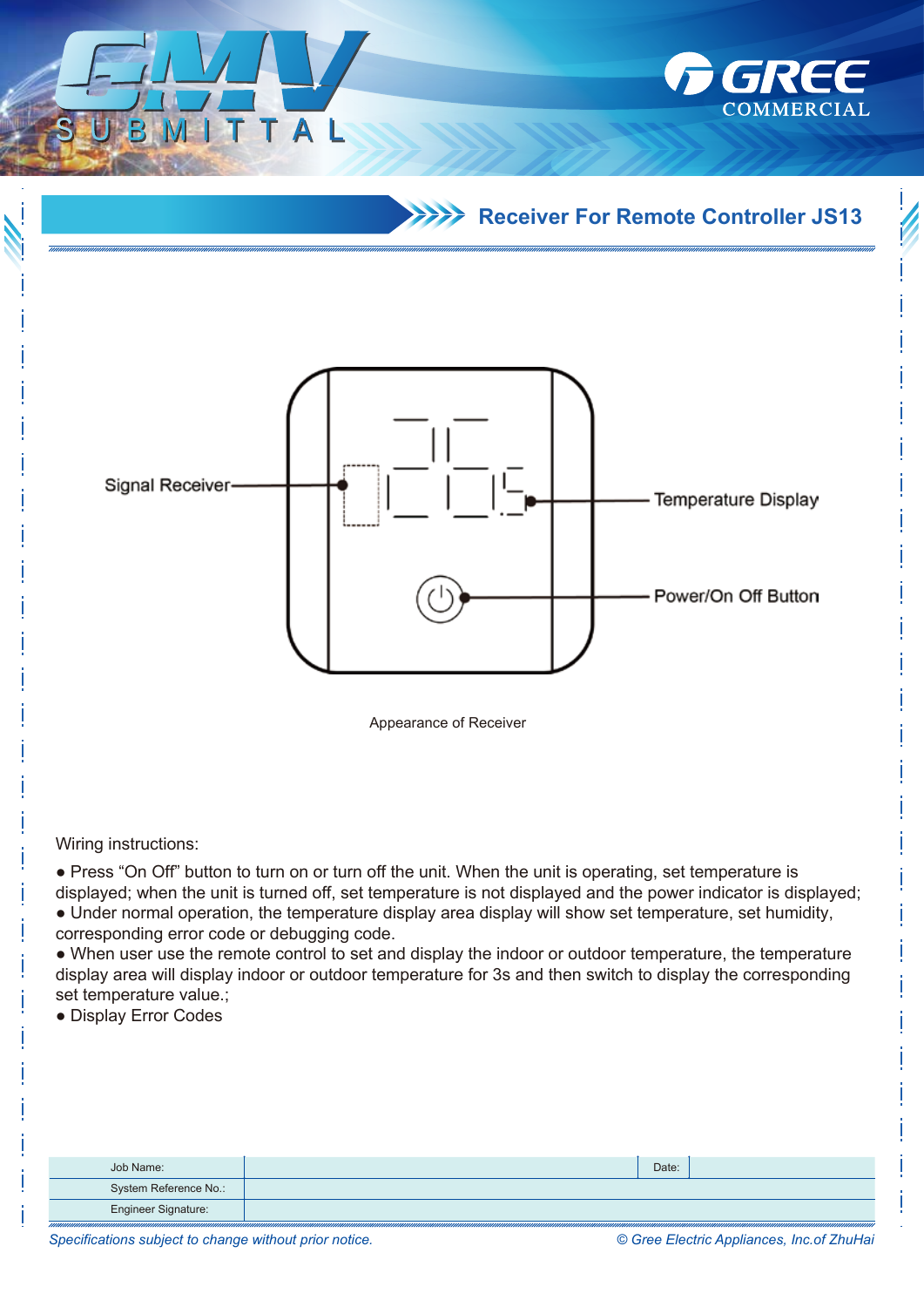## Receiver For Remote Controller JS13

Signal Receiver

Temperature Display

Power/On Off Button

Appearance of Receiver

Wiring instructions:

- Press “On Off” button to turn on or turn off the unit. When the unit is operating, set temperature is displayed; when the unit is turned off, set temperature is not displayed and the power indicator is displayed;
- Under normal operation, the temperature display area display will show set temperature, set humidity, corresponding error code or debugging code.
- When user use the remote control to set and display the indoor or outdoor temperature, the temperature display area will display indoor or outdoor temperature for 3s and then switch to display the corresponding set temperature value.;
- Display Error Codes

| Job Name: | | Date: | |
|---|---|---|---|
| System Reference No.: | | | |
| Engineer Signature: | | | |

*Specifications subject to change without prior notice.* *© Gree Electric Appliances, Inc.of ZhuHai*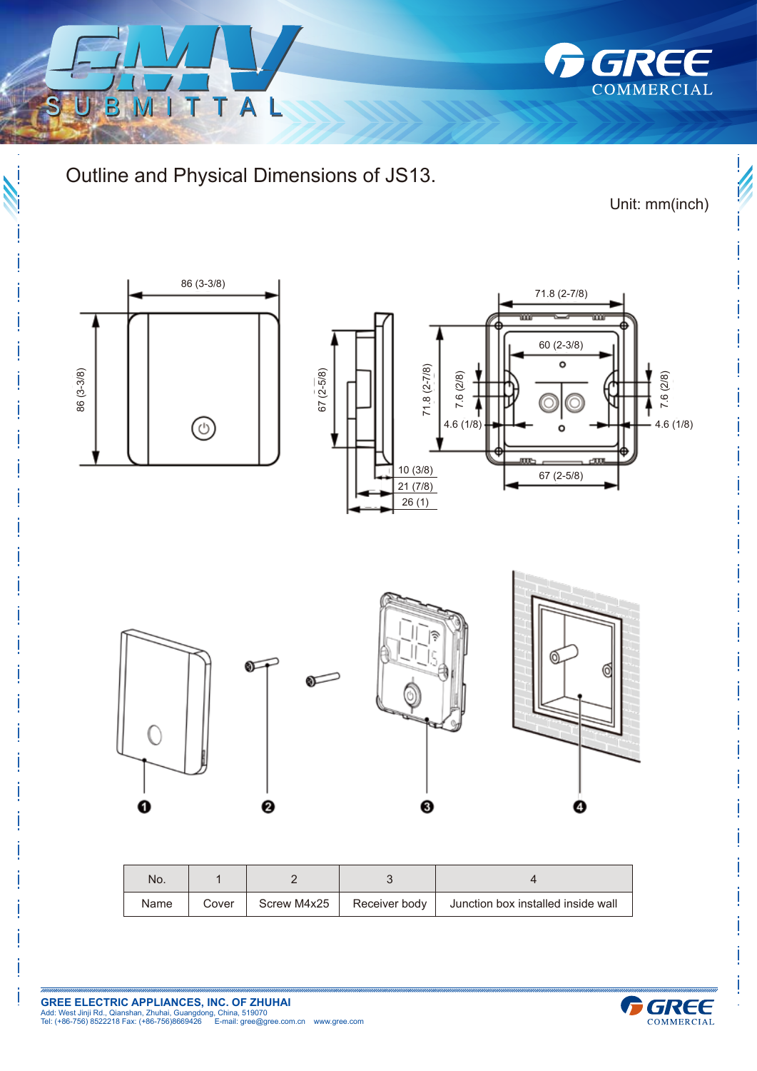# Outline and Physical Dimensions of JS13.

Unit: mm(inch)

86 (3-3/8)

86 (3-3/8)

67 (2-5/8)

71.8 (2-7/8)

10 (3/8)

21 (7/8)

26 (1)

71.8 (2-7/8)

60 (2-3/8)

7.6 (2/8)

7.6 (2/8)

4.6 (1/8)

4.6 (1/8)

67 (2-5/8)

| No. | 1 | 2 | 3 | 4 |
|---|---|---|---|---|
| Name | Cover | Screw M4x25 | Receiver body | Junction box installed inside wall |

**GREE ELECTRIC APPLIANCES, INC. OF ZHUHAI**
Add: West Jinji Rd., Qianshan, Zhuhai, Guangdong, China, 519070
Tel: (+86-756) 8522218 Fax: (+86-756)8669426 E-mail: gree@gree.com.cn www.gree.com